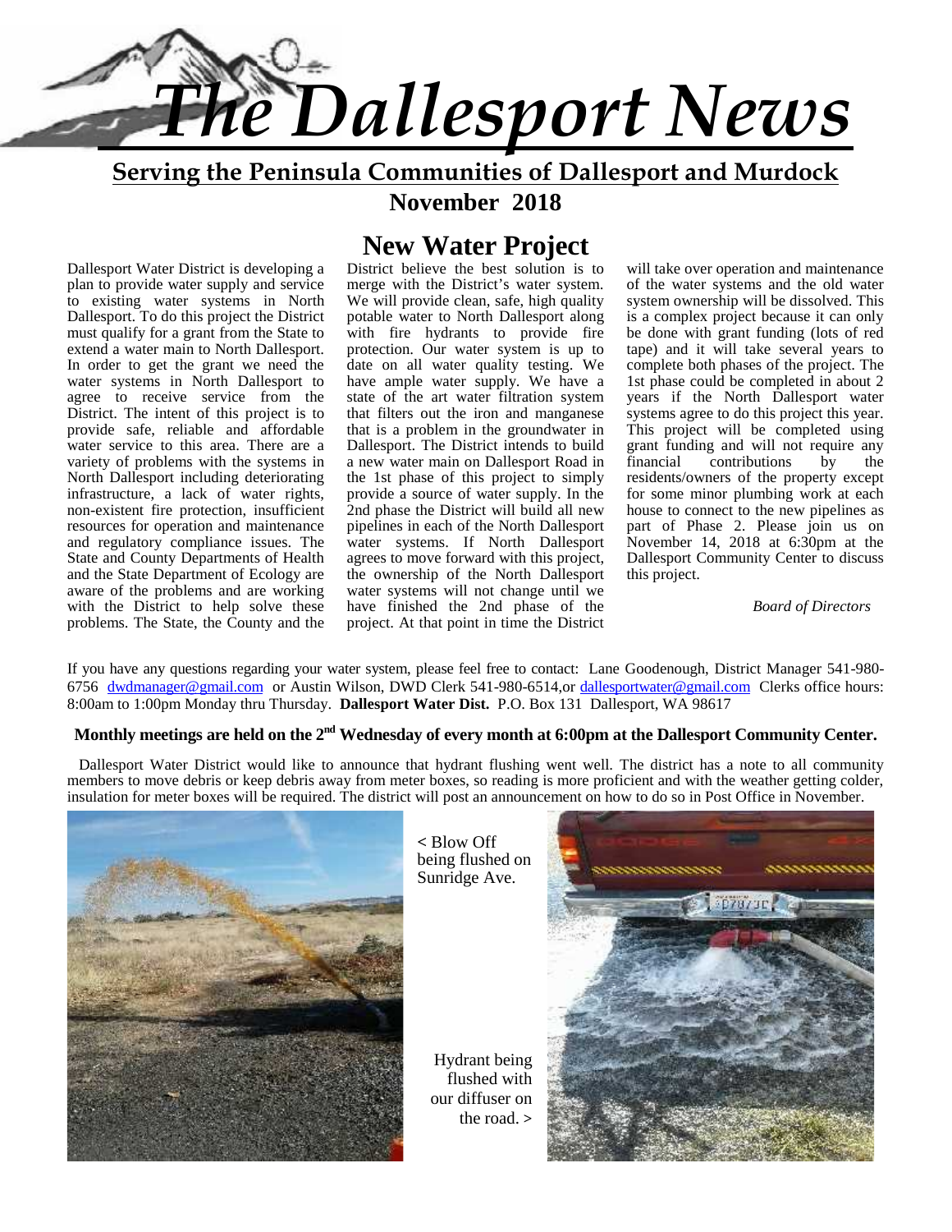# The Dallesport News

**Serving the Peninsula Communities of Dallesport and Murdock**

**November 2018**

## New Water Project

Dallesport Water District is developing a plan to provide water supply and service to existing water systems in North Dallesport. To do this project the District must qualify for a grant from the State to extend a water main to North Dallesport. In order to get the grant we need the water systems in North Dallesport to agree to receive service from the District. The intent of this project is to provide safe, reliable and affordable water service to this area. There are a variety of problems with the systems in North Dallesport including deteriorating infrastructure, a lack of water rights, non-existent fire protection, insufficient resources for operation and maintenance and regulatory compliance issues. The State and County Departments of Health and the State Department of Ecology are aware of the problems and are working with the District to help solve these problems. The State, the County and the District believe the best solution is to merge with the District's water system. We will provide clean, safe, high quality potable water to North Dallesport along with fire hydrants to provide fire protection. Our water system is up to date on all water quality testing. We have ample water supply. We have a state of the art water filtration system that filters out the iron and manganese that is a problem in the groundwater in Dallesport. The District intends to build a new water main on Dallesport Road in the 1st phase of this project to simply provide a source of water supply. In the 2nd phase the District will build all new pipelines in each of the North Dallesport water systems. If North Dallesport agrees to move forward with this project, the ownership of the North Dallesport water systems will not change until we have finished the 2nd phase of the project. At that point in time the District will take over operation and maintenance of the water systems and the old water system ownership will be dissolved. This is a complex project because it can only be done with grant funding (lots of red tape) and it will take several years to complete both phases of the project. The 1st phase could be completed in about 2 years if the North Dallesport water systems agree to do this project this year. This project will be completed using grant funding and will not require any financial contributions by the residents/owners of the property except for some minor plumbing work at each house to connect to the new pipelines as part of Phase 2. Please join us on November 14, 2018 at 6:30pm at the Dallesport Community Center to discuss this project.

*Board of Directors*

If you have any questions regarding your water system, please feel free to contact: Lane Goodenough, District Manager 541-980-6756 dwdmanager@gmail.com or Austin Wilson, DWD Clerk 541-980-6514,or dallesportwater@gmail.com Clerks office hours: 8:00am to 1:00pm Monday thru Thursday. **Dallesport Water Dist.** P.O. Box 131 Dallesport, WA 98617

**Monthly meetings are held on the 2nd Wednesday of every month at 6:00pm at the Dallesport Community Center.**

Dallesport Water District would like to announce that hydrant flushing went well. The district has a note to all community members to move debris or keep debris away from meter boxes, so reading is more proficient and with the weather getting colder, insulation for meter boxes will be required. The district will post an announcement on how to do so in Post Office in November.

< Blow Off being flushed on Sunridge Ave.

Hydrant being flushed with our diffuser on the road. >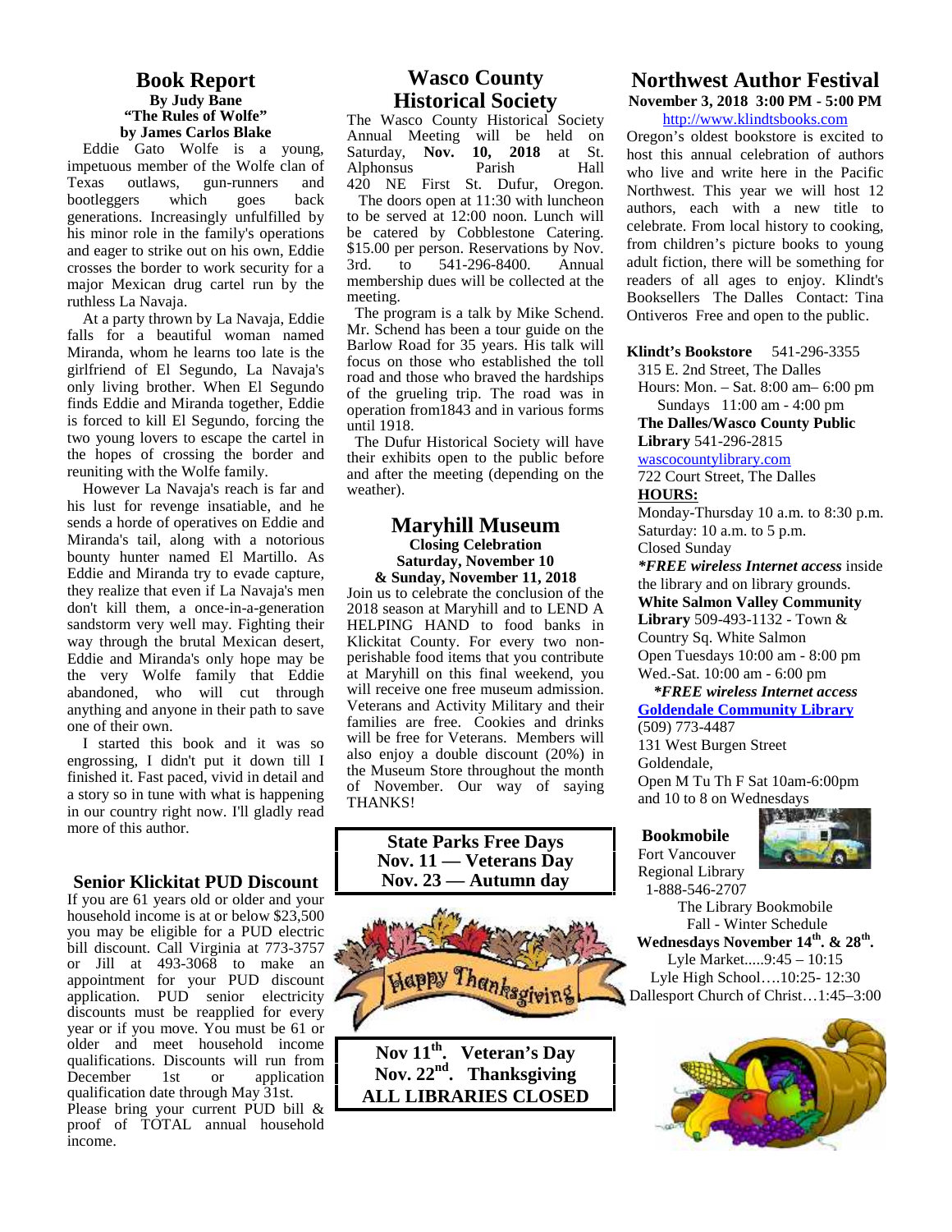## Book Report

**By Judy Bane**

**"The Rules of Wolfe"**

**by James Carlos Blake**

Eddie Gato Wolfe is a young, impetuous member of the Wolfe clan of Texas outlaws, gun-runners and bootleggers which goes back generations. Increasingly unfulfilled by his minor role in the family's operations and eager to strike out on his own, Eddie crosses the border to work security for a major Mexican drug cartel run by the ruthless La Navaja.

At a party thrown by La Navaja, Eddie falls for a beautiful woman named Miranda, whom he learns too late is the girlfriend of El Segundo, La Navaja's only living brother. When El Segundo finds Eddie and Miranda together, Eddie is forced to kill El Segundo, forcing the two young lovers to escape the cartel in the hopes of crossing the border and reuniting with the Wolfe family.

However La Navaja's reach is far and his lust for revenge insatiable, and he sends a horde of operatives on Eddie and Miranda's tail, along with a notorious bounty hunter named El Martillo. As Eddie and Miranda try to evade capture, they realize that even if La Navaja's men don't kill them, a once-in-a-generation sandstorm very well may. Fighting their way through the brutal Mexican desert, Eddie and Miranda's only hope may be the very Wolfe family that Eddie abandoned, who will cut through anything and anyone in their path to save one of their own.

I started this book and it was so engrossing, I didn't put it down till I finished it. Fast paced, vivid in detail and a story so in tune with what is happening in our country right now. I'll gladly read more of this author.

## Senior Klickitat PUD Discount

If you are 61 years old or older and your household income is at or below $23,500 you may be eligible for a PUD electric bill discount. Call Virginia at 773-3757 or Jill at 493-3068 to make an appointment for your PUD discount application. PUD senior electricity discounts must be reapplied for every year or if you move. You must be 61 or older and meet household income qualifications. Discounts will run from December 1st or application qualification date through May 31st.

Please bring your current PUD bill & proof of TOTAL annual household income.

## Wasco County Historical Society

The Wasco County Historical Society Annual Meeting will be held on Saturday, **Nov. 10, 2018** at St. Alphonsus Parish Hall 420 NE First St. Dufur, Oregon.

The doors open at 11:30 with luncheon to be served at 12:00 noon. Lunch will be catered by Cobblestone Catering. $15.00 per person. Reservations by Nov. 3rd. to 541-296-8400. Annual membership dues will be collected at the meeting.

The program is a talk by Mike Schend. Mr. Schend has been a tour guide on the Barlow Road for 35 years. His talk will focus on those who established the toll road and those who braved the hardships of the grueling trip. The road was in operation from1843 and in various forms until 1918.

The Dufur Historical Society will have their exhibits open to the public before and after the meeting (depending on the weather).

## Maryhill Museum

**Closing Celebration**

**Saturday, November 10**

**& Sunday, November 11, 2018**

Join us to celebrate the conclusion of the 2018 season at Maryhill and to LEND A HELPING HAND to food banks in Klickitat County. For every two non-perishable food items that you contribute at Maryhill on this final weekend, you will receive one free museum admission. Veterans and Activity Military and their families are free. Cookies and drinks will be free for Veterans. Members will also enjoy a double discount (20%) in the Museum Store throughout the month of November. Our way of saying THANKS!

**State Parks Free Days**
**Nov. 11 — Veterans Day**
**Nov. 23 — Autumn day**

**Nov 11th. Veteran's Day**
**Nov. 22nd. Thanksgiving**
**ALL LIBRARIES CLOSED**

## Northwest Author Festival

**November 3, 2018 3:00 PM - 5:00 PM**

http://www.klindtsbooks.com

Oregon's oldest bookstore is excited to host this annual celebration of authors who live and write here in the Pacific Northwest. This year we will host 12 authors, each with a new title to celebrate. From local history to cooking, from children's picture books to young adult fiction, there will be something for readers of all ages to enjoy. Klindt's Booksellers The Dalles Contact: Tina Ontiveros Free and open to the public.

**Klindt's Bookstore** 541-296-3355
315 E. 2nd Street, The Dalles
Hours: Mon. – Sat. 8:00 am– 6:00 pm
Sundays 11:00 am - 4:00 pm

**The Dalles/Wasco County Public Library** 541-296-2815
wascocountylibrary.com
722 Court Street, The Dalles
**HOURS:**
Monday-Thursday 10 a.m. to 8:30 p.m.
Saturday: 10 a.m. to 5 p.m.
Closed Sunday
***FREE wireless Internet access** inside the library and on library grounds.

**White Salmon Valley Community Library** 509-493-1132 - Town & Country Sq. White Salmon
Open Tuesdays 10:00 am - 8:00 pm
Wed.-Sat. 10:00 am - 6:00 pm
***FREE wireless Internet access***

**Goldendale Community Library**
(509) 773-4487
131 West Burgen Street
Goldendale,
Open M Tu Th F Sat 10am-6:00pm
and 10 to 8 on Wednesdays

**Bookmobile**
Fort Vancouver Regional Library
1-888-546-2707

The Library Bookmobile
Fall - Winter Schedule
**Wednesdays November 14th. & 28th.**
Lyle Market.....9:45 – 10:15
Lyle High School….10:25- 12:30
Dallesport Church of Christ…1:45–3:00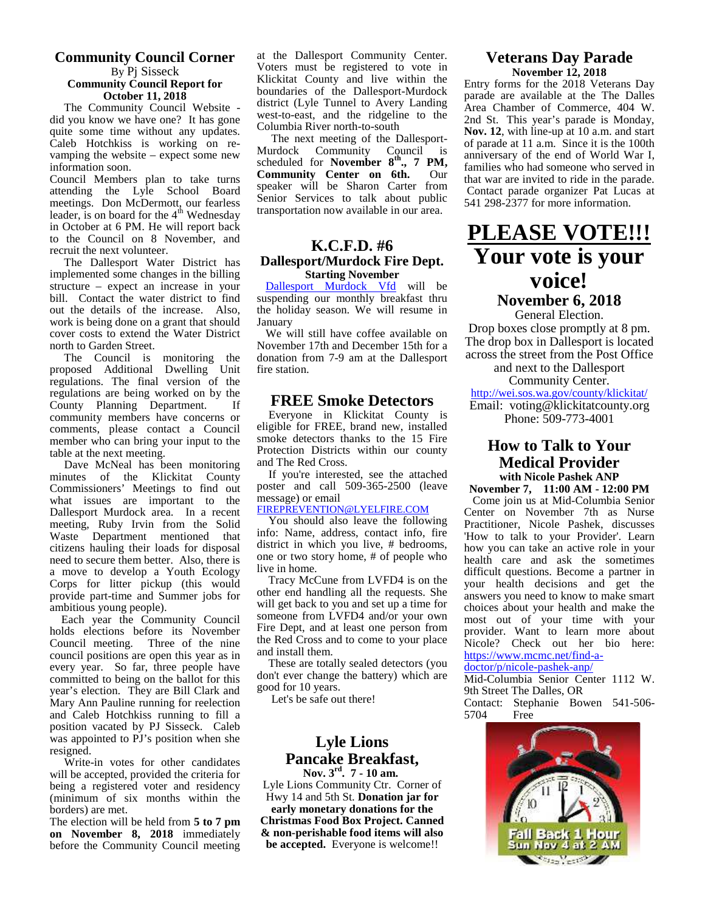## Community Council Corner

By Pj Sisseck

**Community Council Report for October 11, 2018**

The Community Council Website - did you know we have one? It has gone quite some time without any updates. Caleb Hotchkiss is working on re-vamping the website – expect some new information soon.

Council Members plan to take turns attending the Lyle School Board meetings. Don McDermott, our fearless leader, is on board for the 4th Wednesday in October at 6 PM. He will report back to the Council on 8 November, and recruit the next volunteer.

The Dallesport Water District has implemented some changes in the billing structure – expect an increase in your bill. Contact the water district to find out the details of the increase. Also, work is being done on a grant that should cover costs to extend the Water District north to Garden Street.

The Council is monitoring the proposed Additional Dwelling Unit regulations. The final version of the regulations are being worked on by the County Planning Department. If community members have concerns or comments, please contact a Council member who can bring your input to the table at the next meeting.

Dave McNeal has been monitoring minutes of the Klickitat County Commissioners' Meetings to find out what issues are important to the Dallesport Murdock area. In a recent meeting, Ruby Irvin from the Solid Waste Department mentioned that citizens hauling their loads for disposal need to secure them better. Also, there is a move to develop a Youth Ecology Corps for litter pickup (this would provide part-time and Summer jobs for ambitious young people).

Each year the Community Council holds elections before its November Council meeting. Three of the nine council positions are open this year as in every year. So far, three people have committed to being on the ballot for this year's election. They are Bill Clark and Mary Ann Pauline running for reelection and Caleb Hotchkiss running to fill a position vacated by PJ Sisseck. Caleb was appointed to PJ's position when she resigned.

Write-in votes for other candidates will be accepted, provided the criteria for being a registered voter and residency (minimum of six months within the borders) are met.

The election will be held from **5 to 7 pm on November 8, 2018** immediately before the Community Council meeting at the Dallesport Community Center. Voters must be registered to vote in Klickitat County and live within the boundaries of the Dallesport-Murdock district (Lyle Tunnel to Avery Landing west-to-east, and the ridgeline to the Columbia River north-to-south

The next meeting of the Dallesport-Murdock Community Council is scheduled for **November 8th., 7 PM, Community Center on 6th.** Our speaker will be Sharon Carter from Senior Services to talk about public transportation now available in our area.

## K.C.F.D. #6

### Dallesport/Murdock Fire Dept.

**Starting November**

Dallesport Murdock Vfd will be suspending our monthly breakfast thru the holiday season. We will resume in January

We will still have coffee available on November 17th and December 15th for a donation from 7-9 am at the Dallesport fire station.

## FREE Smoke Detectors

Everyone in Klickitat County is eligible for FREE, brand new, installed smoke detectors thanks to the 15 Fire Protection Districts within our county and The Red Cross.

If you're interested, see the attached poster and call 509-365-2500 (leave message) or email FIREPREVENTION@LYELFIRE.COM

You should also leave the following info: Name, address, contact info, fire district in which you live, # bedrooms, one or two story home, # of people who live in home.

Tracy McCune from LVFD4 is on the other end handling all the requests. She will get back to you and set up a time for someone from LVFD4 and/or your own Fire Dept, and at least one person from the Red Cross and to come to your place and install them.

These are totally sealed detectors (you don't ever change the battery) which are good for 10 years.

Let's be safe out there!

## Lyle Lions Pancake Breakfast,

**Nov. 3rd. 7 - 10 am.**

Lyle Lions Community Ctr. Corner of Hwy 14 and 5th St. **Donation jar for early monetary donations for the Christmas Food Box Project. Canned & non-perishable food items will also be accepted.** Everyone is welcome!!

## Veterans Day Parade

**November 12, 2018**

Entry forms for the 2018 Veterans Day parade are available at the The Dalles Area Chamber of Commerce, 404 W. 2nd St. This year's parade is Monday, **Nov. 12**, with line-up at 10 a.m. and start of parade at 11 a.m. Since it is the 100th anniversary of the end of World War I, families who had someone who served in that war are invited to ride in the parade. Contact parade organizer Pat Lucas at 541 298-2377 for more information.

# PLEASE VOTE!!!

# Your vote is your voice!

## November 6, 2018

General Election.

Drop boxes close promptly at 8 pm. The drop box in Dallesport is located across the street from the Post Office and next to the Dallesport Community Center.

http://wei.sos.wa.gov/county/klickitat/

Email: voting@klickitatcounty.org

Phone: 509-773-4001

## How to Talk to Your Medical Provider

**with Nicole Pashek ANP**

**November 7, 11:00 AM - 12:00 PM**

Come join us at Mid-Columbia Senior Center on November 7th as Nurse Practitioner, Nicole Pashek, discusses 'How to talk to your Provider'. Learn how you can take an active role in your health care and ask the sometimes difficult questions. Become a partner in your health decisions and get the answers you need to know to make smart choices about your health and make the most out of your time with your provider. Want to learn more about Nicole? Check out her bio here: https://www.mcmc.net/find-a-doctor/p/nicole-pashek-anp/

Mid-Columbia Senior Center 1112 W. 9th Street The Dalles, OR

Contact: Stephanie Bowen 541-506-5704 Free

Fall Back 1 Hour
Sun Nov 4 at 2 AM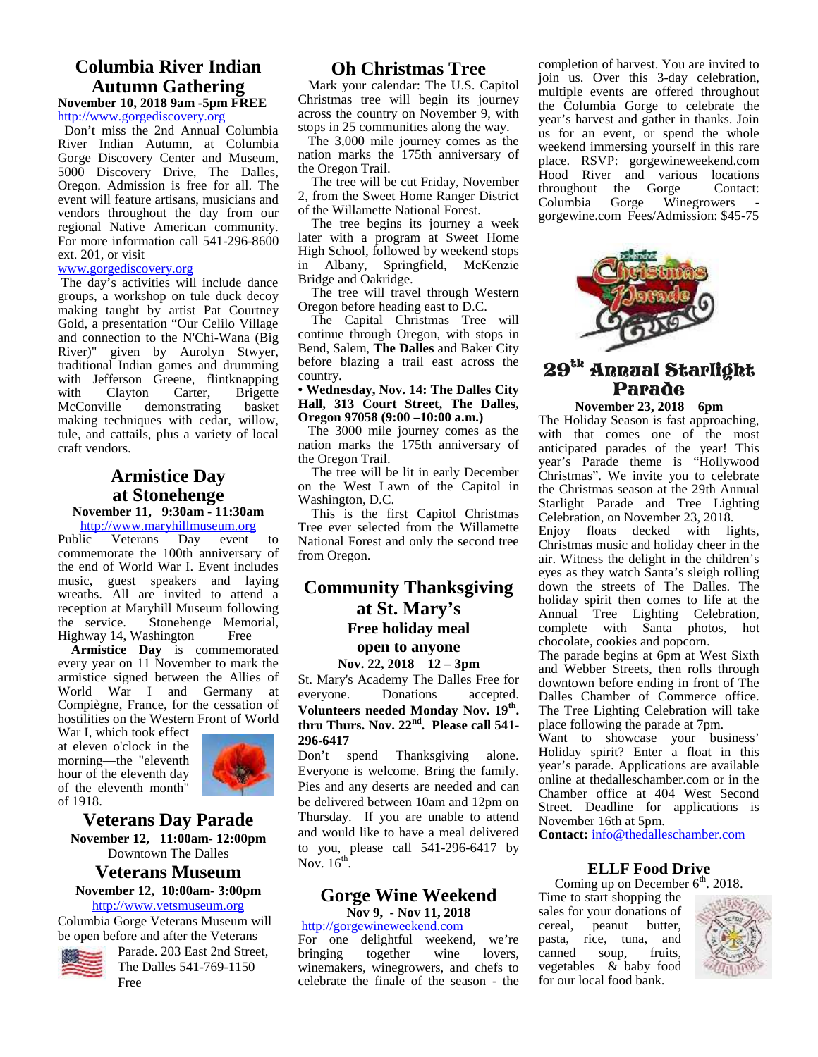## Columbia River Indian Autumn Gathering

**November 10, 2018 9am -5pm FREE**

http://www.gorgediscovery.org

Don't miss the 2nd Annual Columbia River Indian Autumn, at Columbia Gorge Discovery Center and Museum, 5000 Discovery Drive, The Dalles, Oregon. Admission is free for all. The event will feature artisans, musicians and vendors throughout the day from our regional Native American community. For more information call 541-296-8600 ext. 201, or visit www.gorgediscovery.org

The day's activities will include dance groups, a workshop on tule duck decoy making taught by artist Pat Courtney Gold, a presentation "Our Celilo Village and connection to the N'Chi-Wana (Big River)" given by Aurolyn Stwyer, traditional Indian games and drumming with Jefferson Greene, flintknapping with Clayton Carter, Brigette McConville demonstrating basket making techniques with cedar, willow, tule, and cattails, plus a variety of local craft vendors.

## Armistice Day at Stonehenge

**November 11, 9:30am - 11:30am**

http://www.maryhillmuseum.org

Public Veterans Day event to commemorate the 100th anniversary of the end of World War I. Event includes music, guest speakers and laying wreaths. All are invited to attend a reception at Maryhill Museum following the service. Stonehenge Memorial, Highway 14, Washington Free

**Armistice Day** is commemorated every year on 11 November to mark the armistice signed between the Allies of World War I and Germany at Compiègne, France, for the cessation of hostilities on the Western Front of World War I, which took effect at eleven o'clock in the morning—the "eleventh hour of the eleventh day of the eleventh month" of 1918.

## Veterans Day Parade

**November 12, 11:00am- 12:00pm**

Downtown The Dalles

## Veterans Museum

**November 12, 10:00am- 3:00pm**

http://www.vetsmuseum.org

Columbia Gorge Veterans Museum will be open before and after the Veterans Parade. 203 East 2nd Street, The Dalles 541-769-1150 Free

## Oh Christmas Tree

Mark your calendar: The U.S. Capitol Christmas tree will begin its journey across the country on November 9, with stops in 25 communities along the way.

The 3,000 mile journey comes as the nation marks the 175th anniversary of the Oregon Trail.

The tree will be cut Friday, November 2, from the Sweet Home Ranger District of the Willamette National Forest.

The tree begins its journey a week later with a program at Sweet Home High School, followed by weekend stops in Albany, Springfield, McKenzie Bridge and Oakridge.

The tree will travel through Western Oregon before heading east to D.C.

The Capital Christmas Tree will continue through Oregon, with stops in Bend, Salem, **The Dalles** and Baker City before blazing a trail east across the country.

**• Wednesday, Nov. 14: The Dalles City Hall, 313 Court Street, The Dalles, Oregon 97058 (9:00 –10:00 a.m.)**

The 3000 mile journey comes as the nation marks the 175th anniversary of the Oregon Trail.

The tree will be lit in early December on the West Lawn of the Capitol in Washington, D.C.

This is the first Capitol Christmas Tree ever selected from the Willamette National Forest and only the second tree from Oregon.

## Community Thanksgiving at St. Mary's

### Free holiday meal open to anyone

**Nov. 22, 2018 12 – 3pm**

St. Mary's Academy The Dalles Free for everyone. Donations accepted. **Volunteers needed Monday Nov. 19th. thru Thurs. Nov. 22nd. Please call 541-296-6417**

Don't spend Thanksgiving alone. Everyone is welcome. Bring the family. Pies and any deserts are needed and can be delivered between 10am and 12pm on Thursday. If you are unable to attend and would like to have a meal delivered to you, please call 541-296-6417 by Nov. 16th.

## Gorge Wine Weekend

**Nov 9, - Nov 11, 2018**

http://gorgewineweekend.com

For one delightful weekend, we're bringing together wine lovers, winemakers, winegrowers, and chefs to celebrate the finale of the season - the completion of harvest. You are invited to join us. Over this 3-day celebration, multiple events are offered throughout the Columbia Gorge to celebrate the year's harvest and gather in thanks. Join us for an event, or spend the whole weekend immersing yourself in this rare place. RSVP: gorgewineweekend.com Hood River and various locations throughout the Gorge Contact: Columbia Gorge Winegrowers - gorgewine.com Fees/Admission: $45-75

## 29th Annual Starlight Parade

**November 23, 2018 6pm**

The Holiday Season is fast approaching, with that comes one of the most anticipated parades of the year! This year's Parade theme is "Hollywood Christmas". We invite you to celebrate the Christmas season at the 29th Annual Starlight Parade and Tree Lighting Celebration, on November 23, 2018.

Enjoy floats decked with lights, Christmas music and holiday cheer in the air. Witness the delight in the children's eyes as they watch Santa's sleigh rolling down the streets of The Dalles. The holiday spirit then comes to life at the Annual Tree Lighting Celebration, complete with Santa photos, hot chocolate, cookies and popcorn.

The parade begins at 6pm at West Sixth and Webber Streets, then rolls through downtown before ending in front of The Dalles Chamber of Commerce office. The Tree Lighting Celebration will take place following the parade at 7pm.

Want to showcase your business' Holiday spirit? Enter a float in this year's parade. Applications are available online at thedalleschamber.com or in the Chamber office at 404 West Second Street. Deadline for applications is November 16th at 5pm.

**Contact:** info@thedalleschamber.com

## ELLF Food Drive

Coming up on December 6th. 2018.

Time to start shopping the sales for your donations of cereal, peanut butter, pasta, rice, tuna, and canned soup, fruits, vegetables & baby food for our local food bank.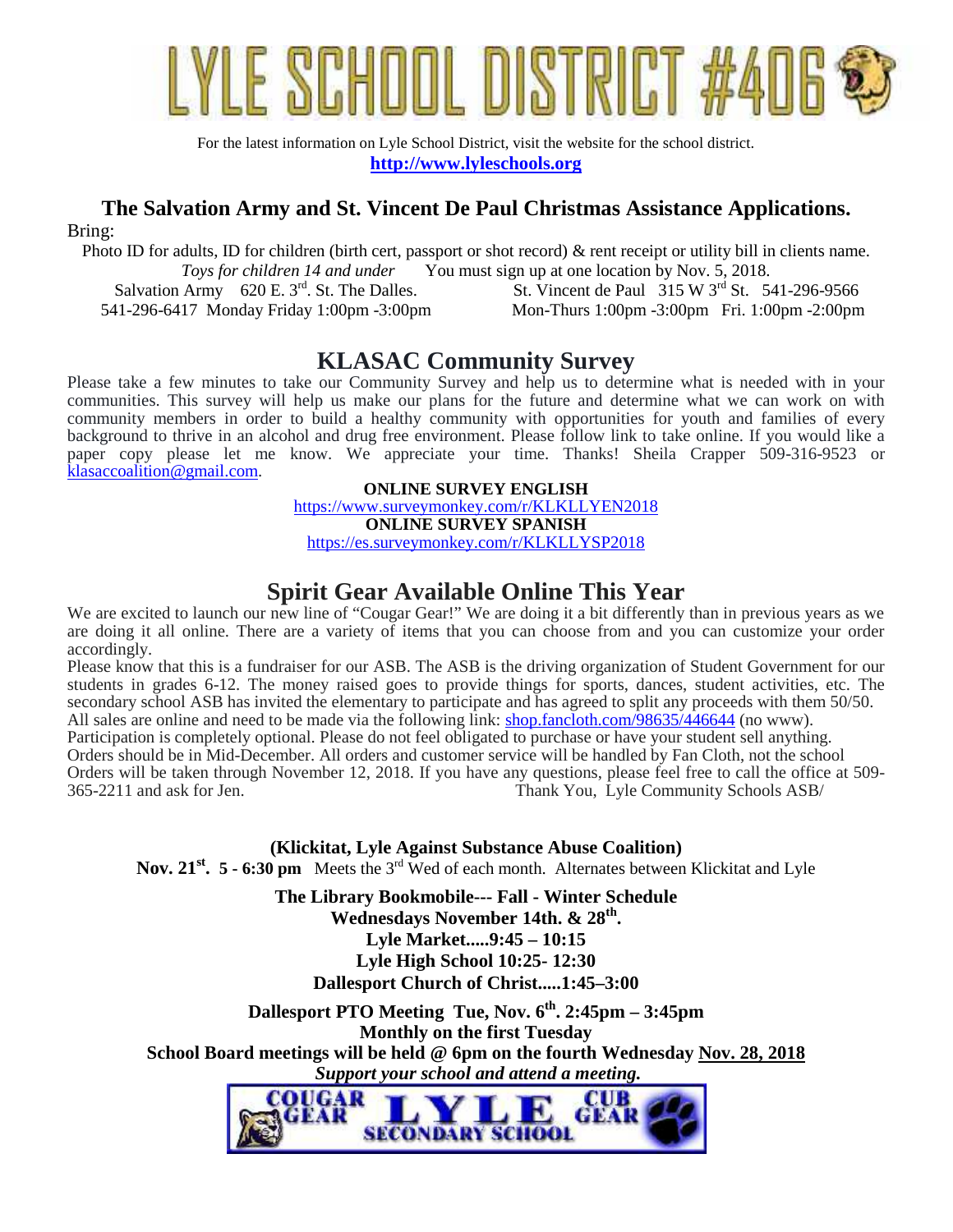# LYLE SCHOOL DISTRICT #406

For the latest information on Lyle School District, visit the website for the school district.
**http://www.lyleschools.org**

## The Salvation Army and St. Vincent De Paul Christmas Assistance Applications.

Bring:

Photo ID for adults, ID for children (birth cert, passport or shot record) & rent receipt or utility bill in clients name.
*Toys for children 14 and under* You must sign up at one location by Nov. 5, 2018.

Salvation Army 620 E. 3rd. St. The Dalles.
541-296-6417 Monday Friday 1:00pm -3:00pm

St. Vincent de Paul 315 W 3rd St. 541-296-9566
Mon-Thurs 1:00pm -3:00pm Fri. 1:00pm -2:00pm

## KLASAC Community Survey

Please take a few minutes to take our Community Survey and help us to determine what is needed with in your communities. This survey will help us make our plans for the future and determine what we can work on with community members in order to build a healthy community with opportunities for youth and families of every background to thrive in an alcohol and drug free environment. Please follow link to take online. If you would like a paper copy please let me know. We appreciate your time. Thanks! Sheila Crapper 509-316-9523 or klasaccoalition@gmail.com.

**ONLINE SURVEY ENGLISH**
https://www.surveymonkey.com/r/KLKLLYEN2018
**ONLINE SURVEY SPANISH**
https://es.surveymonkey.com/r/KLKLLYSP2018

## Spirit Gear Available Online This Year

We are excited to launch our new line of "Cougar Gear!" We are doing it a bit differently than in previous years as we are doing it all online. There are a variety of items that you can choose from and you can customize your order accordingly.

Please know that this is a fundraiser for our ASB. The ASB is the driving organization of Student Government for our students in grades 6-12. The money raised goes to provide things for sports, dances, student activities, etc. The secondary school ASB has invited the elementary to participate and has agreed to split any proceeds with them 50/50.
All sales are online and need to be made via the following link: shop.fancloth.com/98635/446644 (no www).
Participation is completely optional. Please do not feel obligated to purchase or have your student sell anything.
Orders should be in Mid-December. All orders and customer service will be handled by Fan Cloth, not the school
Orders will be taken through November 12, 2018. If you have any questions, please feel free to call the office at 509-365-2211 and ask for Jen.

Thank You, Lyle Community Schools ASB/

**(Klickitat, Lyle Against Substance Abuse Coalition)**
**Nov. 21st. 5 - 6:30 pm** Meets the 3rd Wed of each month. Alternates between Klickitat and Lyle

**The Library Bookmobile--- Fall - Winter Schedule**
**Wednesdays November 14th. & 28th.**
**Lyle Market.....9:45 – 10:15**
**Lyle High School 10:25- 12:30**
**Dallesport Church of Christ.....1:45–3:00**

**Dallesport PTO Meeting Tue, Nov. 6th. 2:45pm – 3:45pm**
**Monthly on the first Tuesday**
**School Board meetings will be held @ 6pm on the fourth Wednesday Nov. 28, 2018**
***Support your school and attend a meeting.***

COUGAR GEAR LYLE SECONDARY SCHOOL CUB GEAR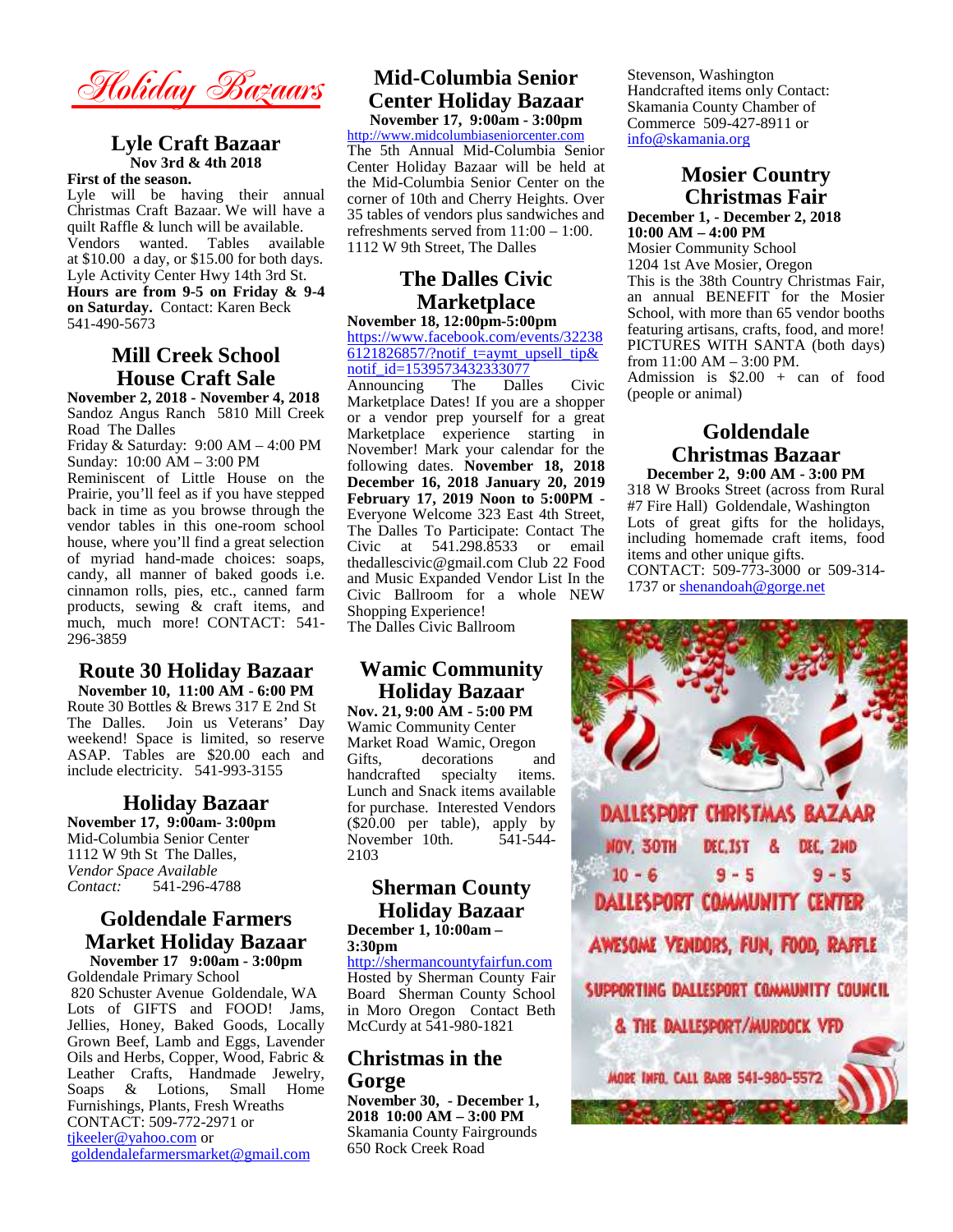# Holiday Bazaars

## Lyle Craft Bazaar

**Nov 3rd & 4th 2018**

**First of the season.**

Lyle will be having their annual Christmas Craft Bazaar. We will have a quilt Raffle & lunch will be available. Vendors wanted. Tables available at $10.00 a day, or $15.00 for both days. Lyle Activity Center Hwy 14th 3rd St. **Hours are from 9-5 on Friday & 9-4 on Saturday.** Contact: Karen Beck 541-490-5673

## Mill Creek School House Craft Sale

**November 2, 2018 - November 4, 2018**

Sandoz Angus Ranch 5810 Mill Creek Road The Dalles

Friday & Saturday: 9:00 AM – 4:00 PM

Sunday: 10:00 AM – 3:00 PM

Reminiscent of Little House on the Prairie, you'll feel as if you have stepped back in time as you browse through the vendor tables in this one-room school house, where you'll find a great selection of myriad hand-made choices: soaps, candy, all manner of baked goods i.e. cinnamon rolls, pies, etc., canned farm products, sewing & craft items, and much, much more! CONTACT: 541-296-3859

## Route 30 Holiday Bazaar

**November 10, 11:00 AM - 6:00 PM**

Route 30 Bottles & Brews 317 E 2nd St The Dalles. Join us Veterans' Day weekend! Space is limited, so reserve ASAP. Tables are $20.00 each and include electricity. 541-993-3155

## Holiday Bazaar

**November 17, 9:00am- 3:00pm**

Mid-Columbia Senior Center

1112 W 9th St The Dalles,

*Vendor Space Available*

*Contact:* 541-296-4788

## Goldendale Farmers Market Holiday Bazaar

**November 17 9:00am - 3:00pm**

Goldendale Primary School

820 Schuster Avenue Goldendale, WA

Lots of GIFTS and FOOD! Jams, Jellies, Honey, Baked Goods, Locally Grown Beef, Lamb and Eggs, Lavender Oils and Herbs, Copper, Wood, Fabric & Leather Crafts, Handmade Jewelry, Soaps & Lotions, Small Home Furnishings, Plants, Fresh Wreaths

CONTACT: 509-772-2971 or tjkeeler@yahoo.com or goldendalefarmersmarket@gmail.com

## Mid-Columbia Senior Center Holiday Bazaar

**November 17, 9:00am - 3:00pm**

http://www.midcolumbiaseniorcenter.com

The 5th Annual Mid-Columbia Senior Center Holiday Bazaar will be held at the Mid-Columbia Senior Center on the corner of 10th and Cherry Heights. Over 35 tables of vendors plus sandwiches and refreshments served from 11:00 – 1:00. 1112 W 9th Street, The Dalles

## The Dalles Civic Marketplace

**November 18, 12:00pm-5:00pm**

https://www.facebook.com/events/322386121826857/?notif_t=aymt_upsell_tip&notif_id=1539573432333077

Announcing The Dalles Civic Marketplace Dates! If you are a shopper or a vendor prep yourself for a great Marketplace experience starting in November! Mark your calendar for the following dates. **November 18, 2018 December 16, 2018 January 20, 2019 February 17, 2019 Noon to 5:00PM** - Everyone Welcome 323 East 4th Street, The Dalles To Participate: Contact The Civic at 541.298.8533 or email thedallescivic@gmail.com Club 22 Food and Music Expanded Vendor List In the Civic Ballroom for a whole NEW Shopping Experience!

The Dalles Civic Ballroom

## Wamic Community Holiday Bazaar

**Nov. 21, 9:00 AM - 5:00 PM**

Wamic Community Center

Market Road Wamic, Oregon

Gifts, decorations and handcrafted specialty items. Lunch and Snack items available for purchase. Interested Vendors ($20.00 per table), apply by November 10th. 541-544-2103

## Sherman County Holiday Bazaar

**December 1, 10:00am – 3:30pm**

http://shermancountyfairfun.com

Hosted by Sherman County Fair Board Sherman County School in Moro Oregon Contact Beth McCurdy at 541-980-1821

## Christmas in the Gorge

**November 30, - December 1, 2018 10:00 AM – 3:00 PM**

Skamania County Fairgrounds

650 Rock Creek Road

Stevenson, Washington

Handcrafted items only Contact: Skamania County Chamber of Commerce 509-427-8911 or info@skamania.org

## Mosier Country Christmas Fair

**December 1, - December 2, 2018**

**10:00 AM – 4:00 PM**

Mosier Community School

1204 1st Ave Mosier, Oregon

This is the 38th Country Christmas Fair, an annual BENEFIT for the Mosier School, with more than 65 vendor booths featuring artisans, crafts, food, and more! PICTURES WITH SANTA (both days) from 11:00 AM – 3:00 PM.

Admission is $2.00 + can of food (people or animal)

## Goldendale Christmas Bazaar

**December 2, 9:00 AM - 3:00 PM**

318 W Brooks Street (across from Rural #7 Fire Hall) Goldendale, Washington

Lots of great gifts for the holidays, including homemade craft items, food items and other unique gifts.

CONTACT: 509-773-3000 or 509-314-1737 or shenandoah@gorge.net

DALLESPORT CHRISTMAS BAZAAR

NOV. 30TH 10 - 6 DEC. 1ST 9 - 5 & DEC. 2ND 9 - 5

DALLESPORT COMMUNITY CENTER

AWESOME VENDORS, FUN, FOOD, RAFFLE

SUPPORTING DALLESPORT COMMUNITY COUNCIL & THE DALLESPORT/MURDOCK VFD

MORE INFO. CALL BARB 541-980-5572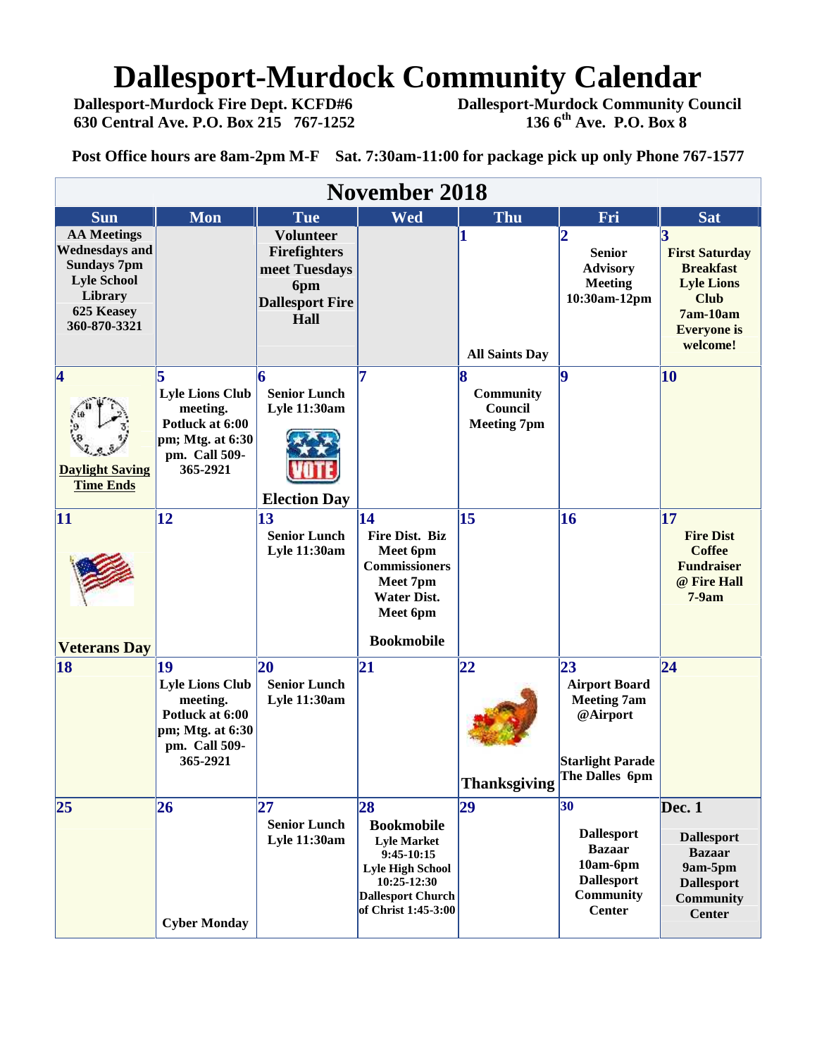# Dallesport-Murdock Community Calendar

**Dallesport-Murdock Fire Dept. KCFD#6**
**630 Central Ave. P.O. Box 215 767-1252**

**Dallesport-Murdock Community Council**
**136 6th Ave. P.O. Box 8**

**Post Office hours are 8am-2pm M-F Sat. 7:30am-11:00 for package pick up only Phone 767-1577**

## November 2018

| Sun | Mon | Tue | Wed | Thu | Fri | Sat |
|---|---|---|---|---|---|---|
| AA Meetings Wednesdays and Sundays 7pm Lyle School Library 625 Keasey 360-870-3321 | | Volunteer Firefighters meet Tuesdays 6pm Dallesport Fire Hall | | **1** All Saints Day | **2** Senior Advisory Meeting 10:30am-12pm | **3** First Saturday Breakfast Lyle Lions Club 7am-10am Everyone is welcome! |
| **4** Daylight Saving Time Ends | **5** Lyle Lions Club meeting. Potluck at 6:00 pm; Mtg. at 6:30 pm. Call 509-365-2921 | **6** Senior Lunch Lyle 11:30am Election Day | **7** | **8** Community Council Meeting 7pm | **9** | **10** |
| **11** Veterans Day | **12** | **13** Senior Lunch Lyle 11:30am | **14** Fire Dist. Biz Meet 6pm Commissioners Meet 7pm Water Dist. Meet 6pm Bookmobile | **15** | **16** | **17** Fire Dist Coffee Fundraiser @ Fire Hall 7-9am |
| **18** | **19** Lyle Lions Club meeting. Potluck at 6:00 pm; Mtg. at 6:30 pm. Call 509-365-2921 | **20** Senior Lunch Lyle 11:30am | **21** | **22** Thanksgiving | **23** Airport Board Meeting 7am @Airport Starlight Parade The Dalles 6pm | **24** |
| **25** | **26** Cyber Monday | **27** Senior Lunch Lyle 11:30am | **28** Bookmobile Lyle Market 9:45-10:15 Lyle High School 10:25-12:30 Dallesport Church of Christ 1:45-3:00 | **29** | **30** Dallesport Bazaar 10am-6pm Dallesport Community Center | **Dec. 1** Dallesport Bazaar 9am-5pm Dallesport Community Center |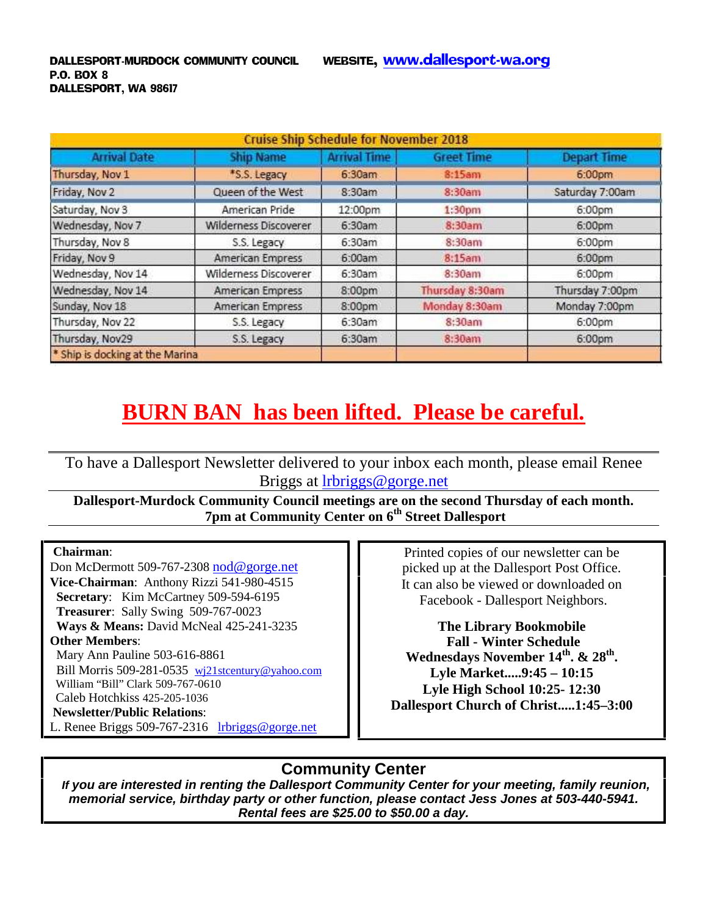**DALLESPORT-MURDOCK COMMUNITY COUNCIL** **WEBSITE, www.dallesport-wa.org**
**P.O. BOX 8**
**DALLESPORT, WA 98617**

| Cruise Ship Schedule for November 2018 | | | | |
|---|---|---|---|---|
| Arrival Date | Ship Name | Arrival Time | Greet Time | Depart Time |
| Thursday, Nov 1 | *S.S. Legacy | 6:30am | 8:15am | 6:00pm |
| Friday, Nov 2 | Queen of the West | 8:30am | 8:30am | Saturday 7:00am |
| Saturday, Nov 3 | American Pride | 12:00pm | 1:30pm | 6:00pm |
| Wednesday, Nov 7 | Wilderness Discoverer | 6:30am | 8:30am | 6:00pm |
| Thursday, Nov 8 | S.S. Legacy | 6:30am | 8:30am | 6:00pm |
| Friday, Nov 9 | American Empress | 6:00am | 8:15am | 6:00pm |
| Wednesday, Nov 14 | Wilderness Discoverer | 6:30am | 8:30am | 6:00pm |
| Wednesday, Nov 14 | American Empress | 8:00pm | Thursday 8:30am | Thursday 7:00pm |
| Sunday, Nov 18 | American Empress | 8:00pm | Monday 8:30am | Monday 7:00pm |
| Thursday, Nov 22 | S.S. Legacy | 6:30am | 8:30am | 6:00pm |
| Thursday, Nov29 | S.S. Legacy | 6:30am | 8:30am | 6:00pm |
| * Ship is docking at the Marina | | | | |

# BURN BAN has been lifted. Please be careful.

To have a Dallesport Newsletter delivered to your inbox each month, please email Renee Briggs at lrbriggs@gorge.net

**Dallesport-Murdock Community Council meetings are on the second Thursday of each month. 7pm at Community Center on 6th Street Dallesport**

**Chairman**:
Don McDermott 509-767-2308 nod@gorge.net
**Vice-Chairman**: Anthony Rizzi 541-980-4515
**Secretary**: Kim McCartney 509-594-6195
**Treasurer**: Sally Swing 509-767-0023
**Ways & Means:** David McNeal 425-241-3235
**Other Members**:
Mary Ann Pauline 503-616-8861
Bill Morris 509-281-0535 wj21stcentury@yahoo.com
William "Bill" Clark 509-767-0610
Caleb Hotchkiss 425-205-1036
**Newsletter/Public Relations**:
L. Renee Briggs 509-767-2316 lrbriggs@gorge.net

Printed copies of our newsletter can be picked up at the Dallesport Post Office. It can also be viewed or downloaded on Facebook - Dallesport Neighbors.

**The Library Bookmobile**
**Fall - Winter Schedule**
**Wednesdays November 14th. & 28th.**
**Lyle Market.....9:45 – 10:15**
**Lyle High School 10:25- 12:30**
**Dallesport Church of Christ.....1:45–3:00**

## Community Center

***If you are interested in renting the Dallesport Community Center for your meeting, family reunion, memorial service, birthday party or other function, please contact Jess Jones at 503-440-5941. Rental fees are $25.00 to $50.00 a day.***